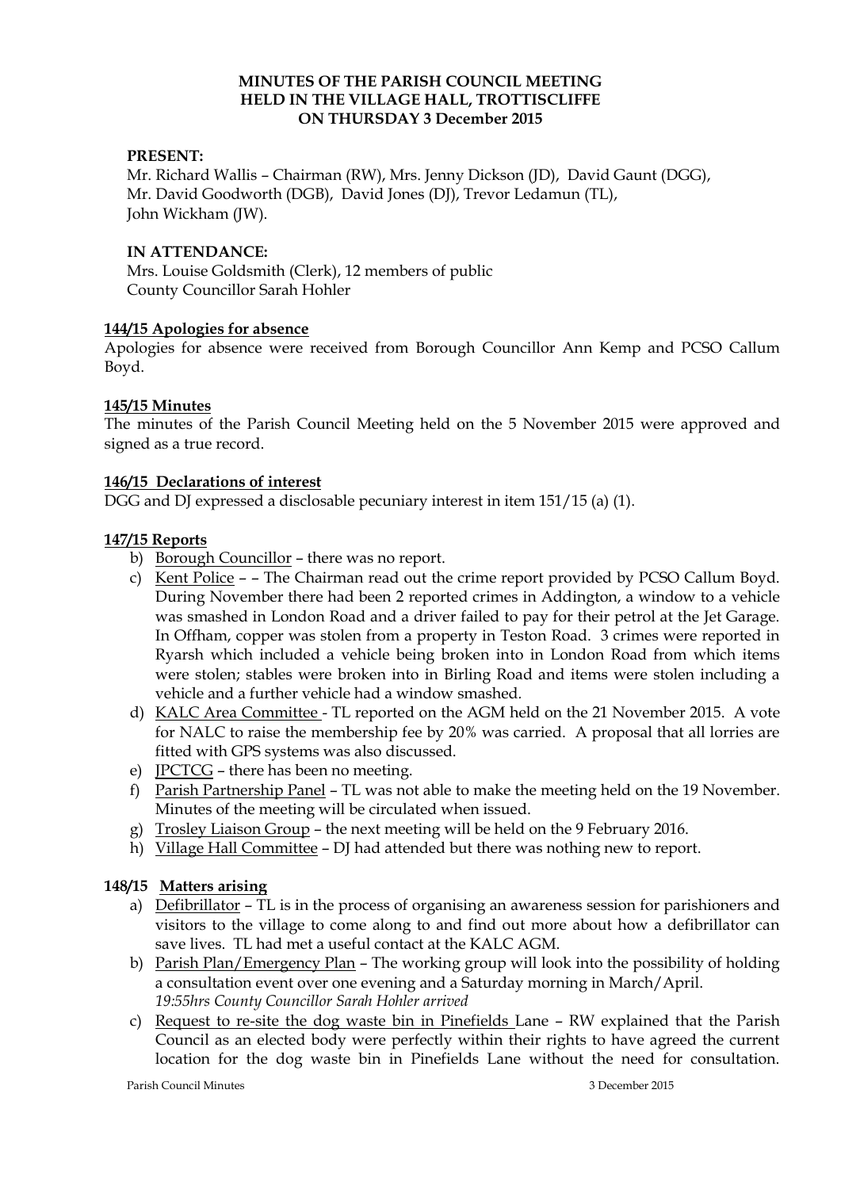**MINUTES OF THE PARISH COUNCIL MEETING**
**HELD IN THE VILLAGE HALL, TROTTISCLIFFE**
**ON THURSDAY 3 December 2015**

**PRESENT:**

Mr. Richard Wallis – Chairman (RW), Mrs. Jenny Dickson (JD), David Gaunt (DGG), Mr. David Goodworth (DGB), David Jones (DJ), Trevor Ledamun (TL), John Wickham (JW).

**IN ATTENDANCE:**

Mrs. Louise Goldsmith (Clerk), 12 members of public
County Councillor Sarah Hohler

**144/15 Apologies for absence**

Apologies for absence were received from Borough Councillor Ann Kemp and PCSO Callum Boyd.

**145/15 Minutes**

The minutes of the Parish Council Meeting held on the 5 November 2015 were approved and signed as a true record.

**146/15 Declarations of interest**

DGG and DJ expressed a disclosable pecuniary interest in item 151/15 (a) (1).

**147/15 Reports**

b) Borough Councillor – there was no report.
c) Kent Police – – The Chairman read out the crime report provided by PCSO Callum Boyd. During November there had been 2 reported crimes in Addington, a window to a vehicle was smashed in London Road and a driver failed to pay for their petrol at the Jet Garage. In Offham, copper was stolen from a property in Teston Road. 3 crimes were reported in Ryarsh which included a vehicle being broken into in London Road from which items were stolen; stables were broken into in Birling Road and items were stolen including a vehicle and a further vehicle had a window smashed.
d) KALC Area Committee - TL reported on the AGM held on the 21 November 2015. A vote for NALC to raise the membership fee by 20% was carried. A proposal that all lorries are fitted with GPS systems was also discussed.
e) JPCTCG – there has been no meeting.
f) Parish Partnership Panel – TL was not able to make the meeting held on the 19 November. Minutes of the meeting will be circulated when issued.
g) Trosley Liaison Group – the next meeting will be held on the 9 February 2016.
h) Village Hall Committee – DJ had attended but there was nothing new to report.

**148/15 Matters arising**

a) Defibrillator – TL is in the process of organising an awareness session for parishioners and visitors to the village to come along to and find out more about how a defibrillator can save lives. TL had met a useful contact at the KALC AGM.
b) Parish Plan/Emergency Plan – The working group will look into the possibility of holding a consultation event over one evening and a Saturday morning in March/April.
*19:55hrs County Councillor Sarah Hohler arrived*
c) Request to re-site the dog waste bin in Pinefields Lane – RW explained that the Parish Council as an elected body were perfectly within their rights to have agreed the current location for the dog waste bin in Pinefields Lane without the need for consultation.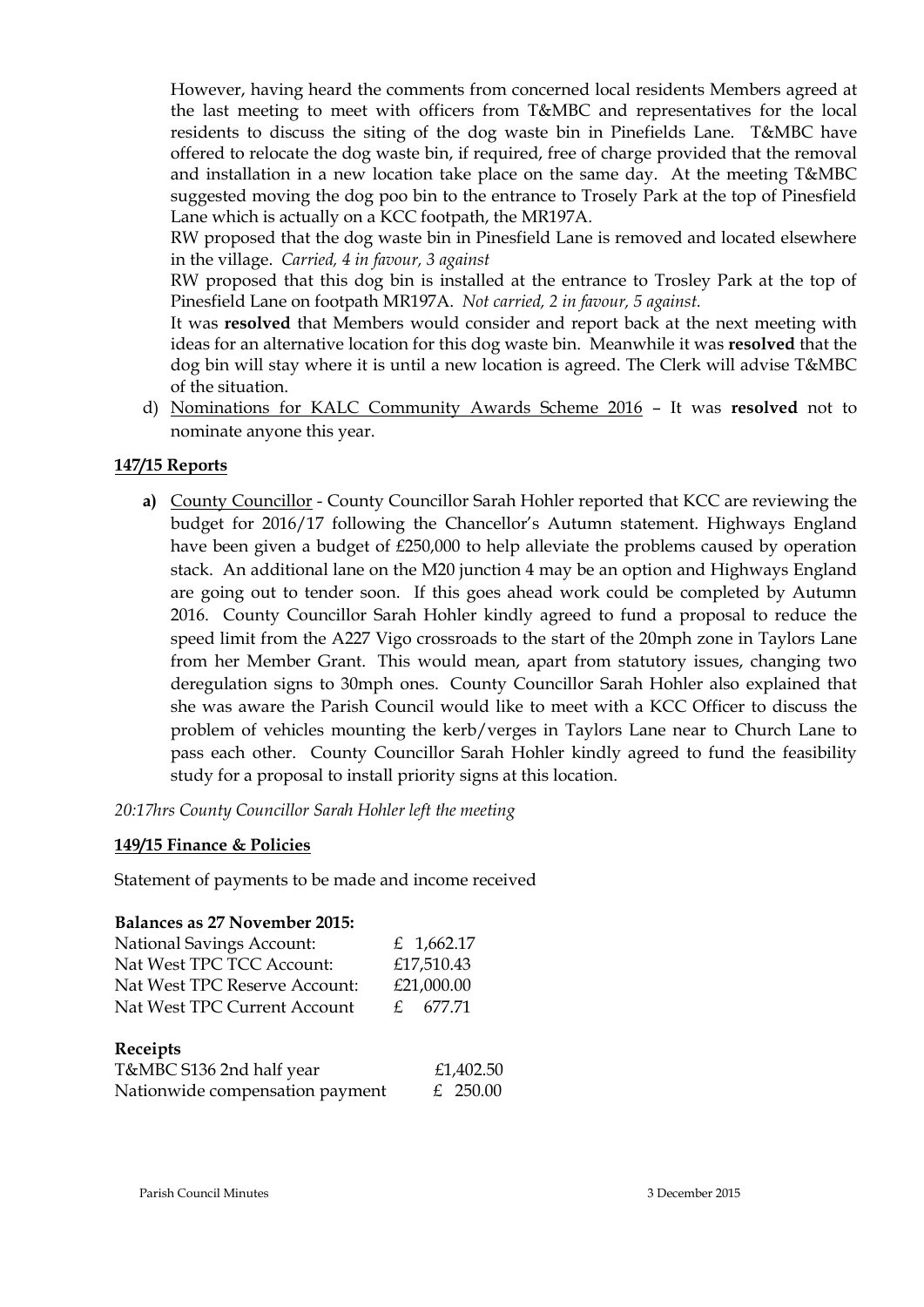However, having heard the comments from concerned local residents Members agreed at the last meeting to meet with officers from T&MBC and representatives for the local residents to discuss the siting of the dog waste bin in Pinefields Lane. T&MBC have offered to relocate the dog waste bin, if required, free of charge provided that the removal and installation in a new location take place on the same day. At the meeting T&MBC suggested moving the dog poo bin to the entrance to Trosely Park at the top of Pinesfield Lane which is actually on a KCC footpath, the MR197A.

RW proposed that the dog waste bin in Pinesfield Lane is removed and located elsewhere in the village. *Carried, 4 in favour, 3 against*

RW proposed that this dog bin is installed at the entrance to Trosley Park at the top of Pinesfield Lane on footpath MR197A. *Not carried, 2 in favour, 5 against.*

It was **resolved** that Members would consider and report back at the next meeting with ideas for an alternative location for this dog waste bin. Meanwhile it was **resolved** that the dog bin will stay where it is until a new location is agreed. The Clerk will advise T&MBC of the situation.

d) Nominations for KALC Community Awards Scheme 2016 – It was **resolved** not to nominate anyone this year.

## 147/15 Reports

**a)** County Councillor - County Councillor Sarah Hohler reported that KCC are reviewing the budget for 2016/17 following the Chancellor's Autumn statement. Highways England have been given a budget of £250,000 to help alleviate the problems caused by operation stack. An additional lane on the M20 junction 4 may be an option and Highways England are going out to tender soon. If this goes ahead work could be completed by Autumn 2016. County Councillor Sarah Hohler kindly agreed to fund a proposal to reduce the speed limit from the A227 Vigo crossroads to the start of the 20mph zone in Taylors Lane from her Member Grant. This would mean, apart from statutory issues, changing two deregulation signs to 30mph ones. County Councillor Sarah Hohler also explained that she was aware the Parish Council would like to meet with a KCC Officer to discuss the problem of vehicles mounting the kerb/verges in Taylors Lane near to Church Lane to pass each other. County Councillor Sarah Hohler kindly agreed to fund the feasibility study for a proposal to install priority signs at this location.

*20:17hrs County Councillor Sarah Hohler left the meeting*

## 149/15 Finance & Policies

Statement of payments to be made and income received

**Balances as 27 November 2015:**

| | |
|---|---|
| National Savings Account: | £ 1,662.17 |
| Nat West TPC TCC Account: | £17,510.43 |
| Nat West TPC Reserve Account: | £21,000.00 |
| Nat West TPC Current Account | £ 677.71 |

**Receipts**

| | |
|---|---|
| T&MBC S136 2nd half year | £1,402.50 |
| Nationwide compensation payment | £ 250.00 |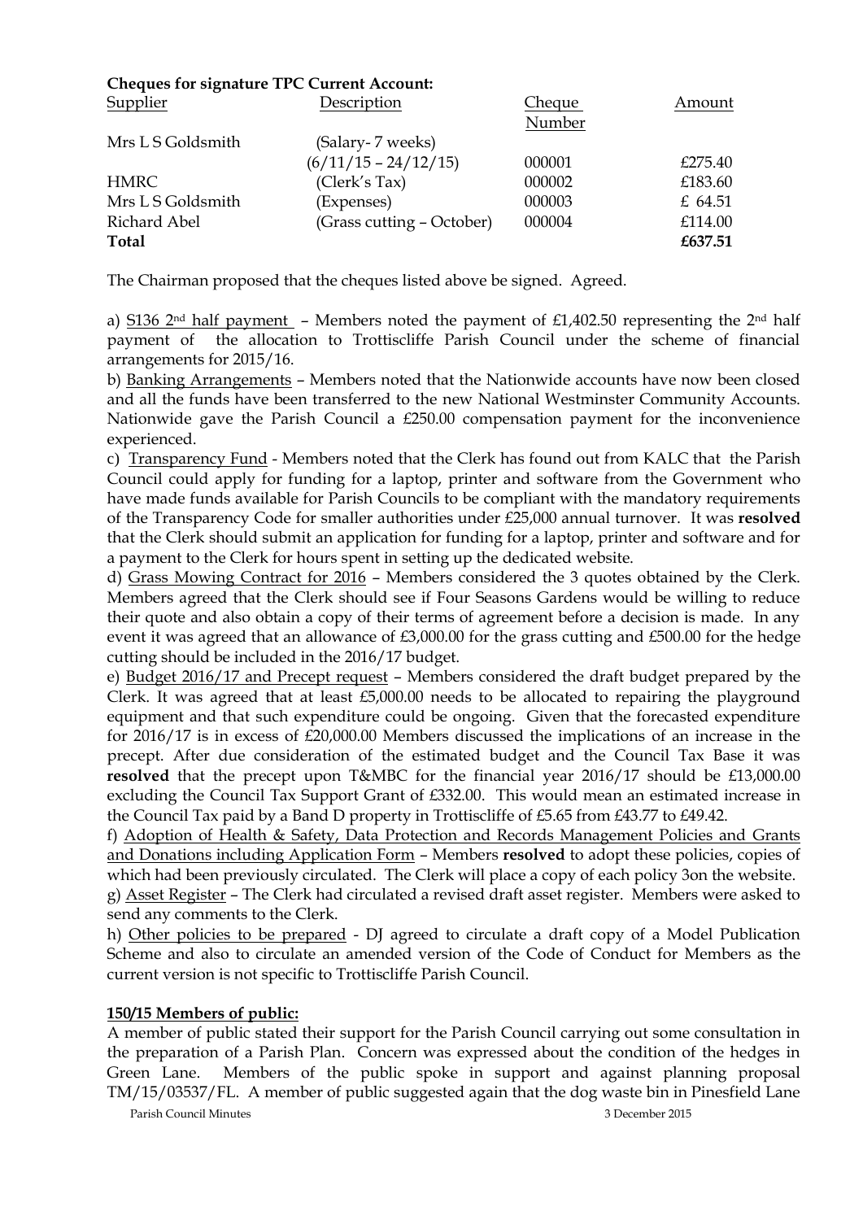**Cheques for signature TPC Current Account:**

| Supplier | Description | Cheque Number | Amount |
|---|---|---|---|
| Mrs L S Goldsmith | (Salary- 7 weeks) (6/11/15 – 24/12/15) | 000001 | £275.40 |
| HMRC | (Clerk's Tax) | 000002 | £183.60 |
| Mrs L S Goldsmith | (Expenses) | 000003 | £ 64.51 |
| Richard Abel | (Grass cutting – October) | 000004 | £114.00 |
| **Total** | | | **£637.51** |

The Chairman proposed that the cheques listed above be signed. Agreed.

a) S136 2nd half payment – Members noted the payment of £1,402.50 representing the 2nd half payment of the allocation to Trottiscliffe Parish Council under the scheme of financial arrangements for 2015/16.

b) Banking Arrangements – Members noted that the Nationwide accounts have now been closed and all the funds have been transferred to the new National Westminster Community Accounts. Nationwide gave the Parish Council a £250.00 compensation payment for the inconvenience experienced.

c) Transparency Fund - Members noted that the Clerk has found out from KALC that the Parish Council could apply for funding for a laptop, printer and software from the Government who have made funds available for Parish Councils to be compliant with the mandatory requirements of the Transparency Code for smaller authorities under £25,000 annual turnover. It was **resolved** that the Clerk should submit an application for funding for a laptop, printer and software and for a payment to the Clerk for hours spent in setting up the dedicated website.

d) Grass Mowing Contract for 2016 – Members considered the 3 quotes obtained by the Clerk. Members agreed that the Clerk should see if Four Seasons Gardens would be willing to reduce their quote and also obtain a copy of their terms of agreement before a decision is made. In any event it was agreed that an allowance of £3,000.00 for the grass cutting and £500.00 for the hedge cutting should be included in the 2016/17 budget.

e) Budget 2016/17 and Precept request – Members considered the draft budget prepared by the Clerk. It was agreed that at least £5,000.00 needs to be allocated to repairing the playground equipment and that such expenditure could be ongoing. Given that the forecasted expenditure for 2016/17 is in excess of £20,000.00 Members discussed the implications of an increase in the precept. After due consideration of the estimated budget and the Council Tax Base it was **resolved** that the precept upon T&MBC for the financial year 2016/17 should be £13,000.00 excluding the Council Tax Support Grant of £332.00. This would mean an estimated increase in the Council Tax paid by a Band D property in Trottiscliffe of £5.65 from £43.77 to £49.42.

f) Adoption of Health & Safety, Data Protection and Records Management Policies and Grants and Donations including Application Form – Members **resolved** to adopt these policies, copies of which had been previously circulated. The Clerk will place a copy of each policy 3on the website.

g) Asset Register – The Clerk had circulated a revised draft asset register. Members were asked to send any comments to the Clerk.

h) Other policies to be prepared - DJ agreed to circulate a draft copy of a Model Publication Scheme and also to circulate an amended version of the Code of Conduct for Members as the current version is not specific to Trottiscliffe Parish Council.

**150/15 Members of public:**

A member of public stated their support for the Parish Council carrying out some consultation in the preparation of a Parish Plan. Concern was expressed about the condition of the hedges in Green Lane. Members of the public spoke in support and against planning proposal TM/15/03537/FL. A member of public suggested again that the dog waste bin in Pinesfield Lane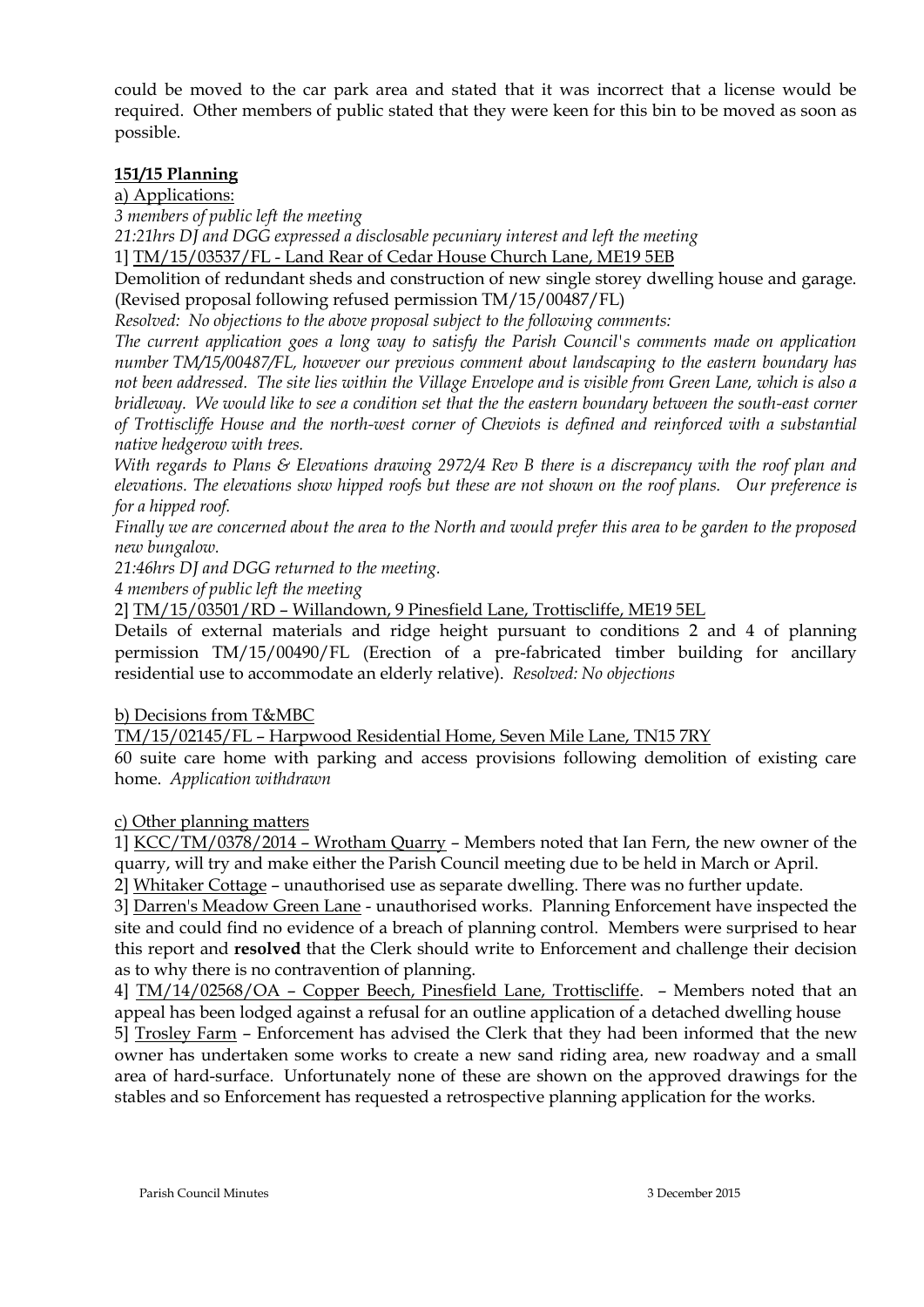could be moved to the car park area and stated that it was incorrect that a license would be required. Other members of public stated that they were keen for this bin to be moved as soon as possible.

**151/15 Planning**

a) Applications:

*3 members of public left the meeting*

*21:21hrs DJ and DGG expressed a disclosable pecuniary interest and left the meeting*

1] TM/15/03537/FL - Land Rear of Cedar House Church Lane, ME19 5EB

Demolition of redundant sheds and construction of new single storey dwelling house and garage. (Revised proposal following refused permission TM/15/00487/FL)

*Resolved: No objections to the above proposal subject to the following comments:*

*The current application goes a long way to satisfy the Parish Council's comments made on application number TM/15/00487/FL, however our previous comment about landscaping to the eastern boundary has not been addressed. The site lies within the Village Envelope and is visible from Green Lane, which is also a bridleway. We would like to see a condition set that the the eastern boundary between the south-east corner of Trottiscliffe House and the north-west corner of Cheviots is defined and reinforced with a substantial native hedgerow with trees.*

*With regards to Plans & Elevations drawing 2972/4 Rev B there is a discrepancy with the roof plan and elevations. The elevations show hipped roofs but these are not shown on the roof plans. Our preference is for a hipped roof.*

*Finally we are concerned about the area to the North and would prefer this area to be garden to the proposed new bungalow.*

*21:46hrs DJ and DGG returned to the meeting.*

*4 members of public left the meeting*

2] TM/15/03501/RD – Willandown, 9 Pinesfield Lane, Trottiscliffe, ME19 5EL

Details of external materials and ridge height pursuant to conditions 2 and 4 of planning permission TM/15/00490/FL (Erection of a pre-fabricated timber building for ancillary residential use to accommodate an elderly relative). *Resolved: No objections*

b) Decisions from T&MBC

TM/15/02145/FL – Harpwood Residential Home, Seven Mile Lane, TN15 7RY

60 suite care home with parking and access provisions following demolition of existing care home. *Application withdrawn*

c) Other planning matters

1] KCC/TM/0378/2014 – Wrotham Quarry – Members noted that Ian Fern, the new owner of the quarry, will try and make either the Parish Council meeting due to be held in March or April.

2] Whitaker Cottage – unauthorised use as separate dwelling. There was no further update.

3] Darren's Meadow Green Lane - unauthorised works. Planning Enforcement have inspected the site and could find no evidence of a breach of planning control. Members were surprised to hear this report and **resolved** that the Clerk should write to Enforcement and challenge their decision as to why there is no contravention of planning.

4] TM/14/02568/OA – Copper Beech, Pinesfield Lane, Trottiscliffe. – Members noted that an appeal has been lodged against a refusal for an outline application of a detached dwelling house

5] Trosley Farm – Enforcement has advised the Clerk that they had been informed that the new owner has undertaken some works to create a new sand riding area, new roadway and a small area of hard-surface. Unfortunately none of these are shown on the approved drawings for the stables and so Enforcement has requested a retrospective planning application for the works.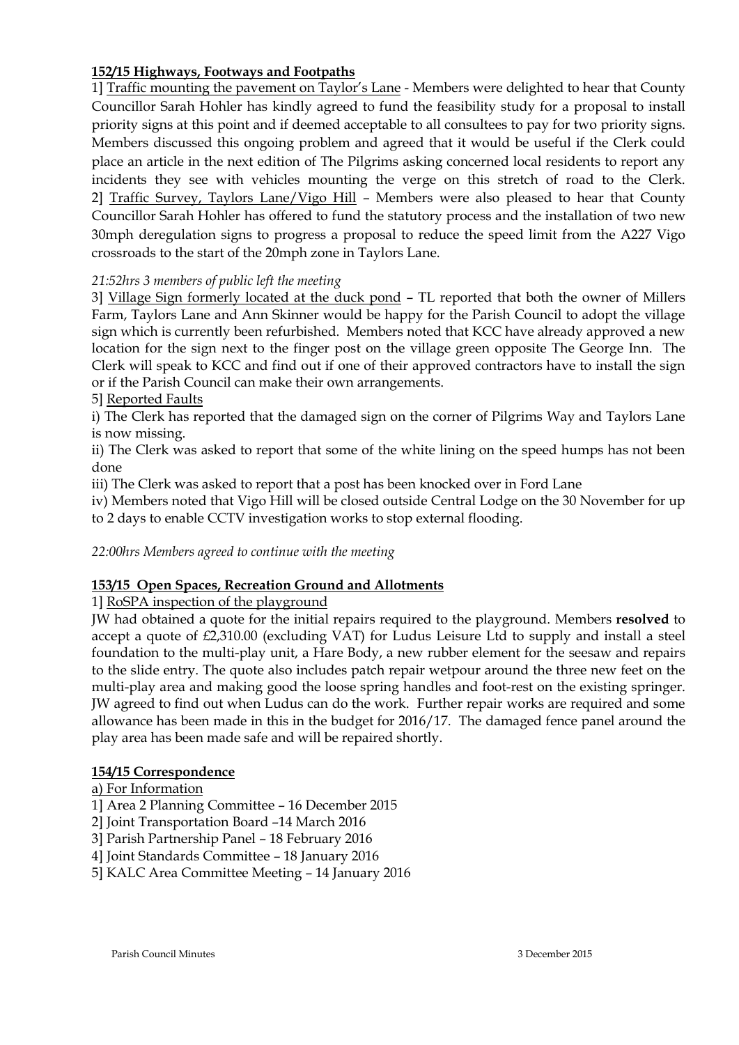**152/15 Highways, Footways and Footpaths**

1] Traffic mounting the pavement on Taylor's Lane - Members were delighted to hear that County Councillor Sarah Hohler has kindly agreed to fund the feasibility study for a proposal to install priority signs at this point and if deemed acceptable to all consultees to pay for two priority signs. Members discussed this ongoing problem and agreed that it would be useful if the Clerk could place an article in the next edition of The Pilgrims asking concerned local residents to report any incidents they see with vehicles mounting the verge on this stretch of road to the Clerk.

2] Traffic Survey, Taylors Lane/Vigo Hill – Members were also pleased to hear that County Councillor Sarah Hohler has offered to fund the statutory process and the installation of two new 30mph deregulation signs to progress a proposal to reduce the speed limit from the A227 Vigo crossroads to the start of the 20mph zone in Taylors Lane.

*21:52hrs 3 members of public left the meeting*

3] Village Sign formerly located at the duck pond – TL reported that both the owner of Millers Farm, Taylors Lane and Ann Skinner would be happy for the Parish Council to adopt the village sign which is currently been refurbished. Members noted that KCC have already approved a new location for the sign next to the finger post on the village green opposite The George Inn. The Clerk will speak to KCC and find out if one of their approved contractors have to install the sign or if the Parish Council can make their own arrangements.

5] Reported Faults

i) The Clerk has reported that the damaged sign on the corner of Pilgrims Way and Taylors Lane is now missing.

ii) The Clerk was asked to report that some of the white lining on the speed humps has not been done

iii) The Clerk was asked to report that a post has been knocked over in Ford Lane

iv) Members noted that Vigo Hill will be closed outside Central Lodge on the 30 November for up to 2 days to enable CCTV investigation works to stop external flooding.

*22:00hrs Members agreed to continue with the meeting*

**153/15 Open Spaces, Recreation Ground and Allotments**

1] RoSPA inspection of the playground

JW had obtained a quote for the initial repairs required to the playground. Members **resolved** to accept a quote of £2,310.00 (excluding VAT) for Ludus Leisure Ltd to supply and install a steel foundation to the multi-play unit, a Hare Body, a new rubber element for the seesaw and repairs to the slide entry. The quote also includes patch repair wetpour around the three new feet on the multi-play area and making good the loose spring handles and foot-rest on the existing springer. JW agreed to find out when Ludus can do the work. Further repair works are required and some allowance has been made in this in the budget for 2016/17. The damaged fence panel around the play area has been made safe and will be repaired shortly.

**154/15 Correspondence**

a) For Information

1] Area 2 Planning Committee – 16 December 2015

2] Joint Transportation Board –14 March 2016

3] Parish Partnership Panel – 18 February 2016

4] Joint Standards Committee – 18 January 2016

5] KALC Area Committee Meeting – 14 January 2016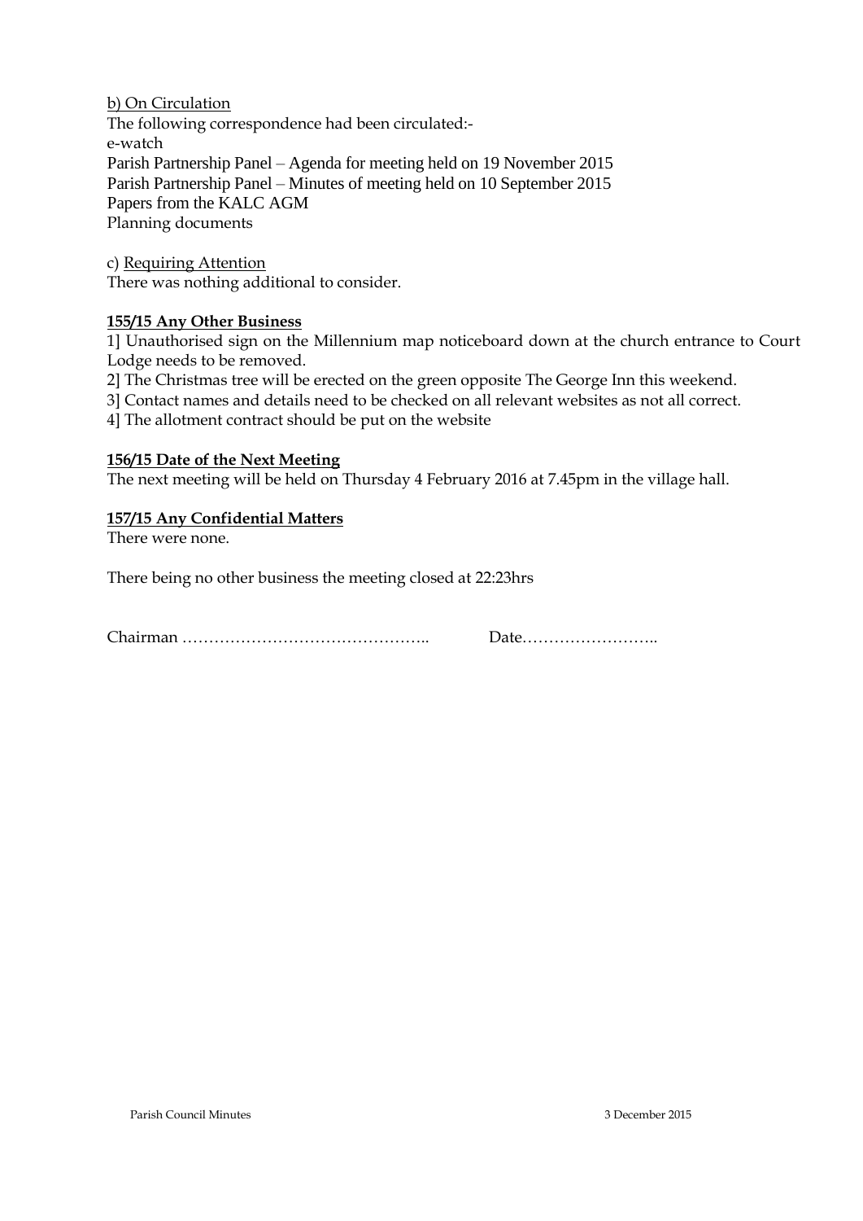b) <u>On Circulation</u>

The following correspondence had been circulated:-

e-watch

Parish Partnership Panel – Agenda for meeting held on 19 November 2015

Parish Partnership Panel – Minutes of meeting held on 10 September 2015

Papers from the KALC AGM

Planning documents

c) <u>Requiring Attention</u>

There was nothing additional to consider.

**155/15 Any Other Business**

1] Unauthorised sign on the Millennium map noticeboard down at the church entrance to Court Lodge needs to be removed.

2] The Christmas tree will be erected on the green opposite The George Inn this weekend.

3] Contact names and details need to be checked on all relevant websites as not all correct.

4] The allotment contract should be put on the website

**156/15 Date of the Next Meeting**

The next meeting will be held on Thursday 4 February 2016 at 7.45pm in the village hall.

**157/15 Any Confidential Matters**

There were none.

There being no other business the meeting closed at 22:23hrs

Chairman ……………………………………….. Date……………………..